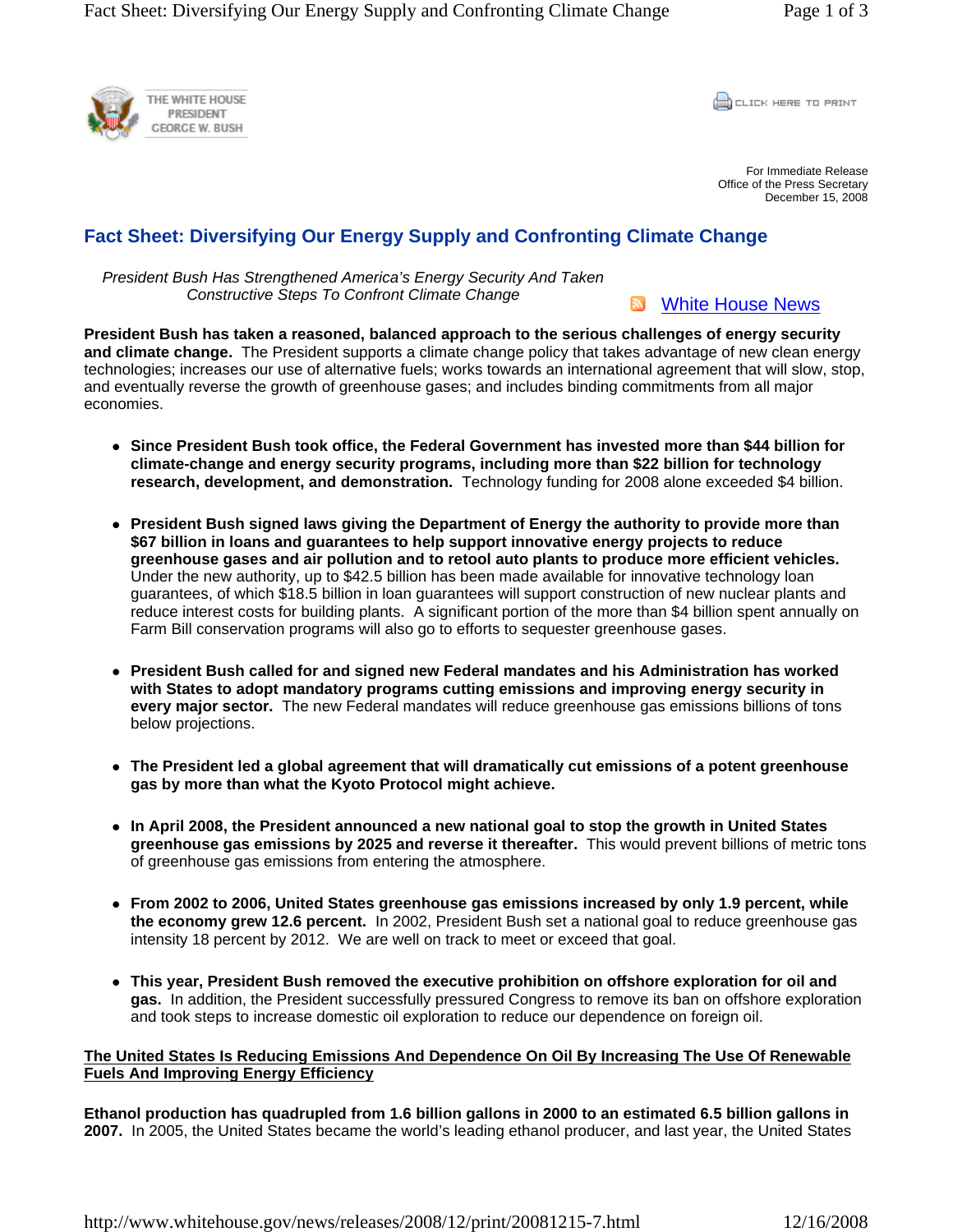THE WHITE HOUSE
PRESIDENT
GEORGE W. BUSH

CLICK HERE TO PRINT

For Immediate Release
Office of the Press Secretary
December 15, 2008

# Fact Sheet: Diversifying Our Energy Supply and Confronting Climate Change

*President Bush Has Strengthened America's Energy Security And Taken Constructive Steps To Confront Climate Change*

White House News

**President Bush has taken a reasoned, balanced approach to the serious challenges of energy security and climate change.** The President supports a climate change policy that takes advantage of new clean energy technologies; increases our use of alternative fuels; works towards an international agreement that will slow, stop, and eventually reverse the growth of greenhouse gases; and includes binding commitments from all major economies.

- **Since President Bush took office, the Federal Government has invested more than $44 billion for climate-change and energy security programs, including more than $22 billion for technology research, development, and demonstration.** Technology funding for 2008 alone exceeded $4 billion.

- **President Bush signed laws giving the Department of Energy the authority to provide more than $67 billion in loans and guarantees to help support innovative energy projects to reduce greenhouse gases and air pollution and to retool auto plants to produce more efficient vehicles.** Under the new authority, up to $42.5 billion has been made available for innovative technology loan guarantees, of which $18.5 billion in loan guarantees will support construction of new nuclear plants and reduce interest costs for building plants. A significant portion of the more than $4 billion spent annually on Farm Bill conservation programs will also go to efforts to sequester greenhouse gases.

- **President Bush called for and signed new Federal mandates and his Administration has worked with States to adopt mandatory programs cutting emissions and improving energy security in every major sector.** The new Federal mandates will reduce greenhouse gas emissions billions of tons below projections.

- **The President led a global agreement that will dramatically cut emissions of a potent greenhouse gas by more than what the Kyoto Protocol might achieve.**

- **In April 2008, the President announced a new national goal to stop the growth in United States greenhouse gas emissions by 2025 and reverse it thereafter.** This would prevent billions of metric tons of greenhouse gas emissions from entering the atmosphere.

- **From 2002 to 2006, United States greenhouse gas emissions increased by only 1.9 percent, while the economy grew 12.6 percent.** In 2002, President Bush set a national goal to reduce greenhouse gas intensity 18 percent by 2012. We are well on track to meet or exceed that goal.

- **This year, President Bush removed the executive prohibition on offshore exploration for oil and gas.** In addition, the President successfully pressured Congress to remove its ban on offshore exploration and took steps to increase domestic oil exploration to reduce our dependence on foreign oil.

**The United States Is Reducing Emissions And Dependence On Oil By Increasing The Use Of Renewable Fuels And Improving Energy Efficiency**

**Ethanol production has quadrupled from 1.6 billion gallons in 2000 to an estimated 6.5 billion gallons in 2007.** In 2005, the United States became the world's leading ethanol producer, and last year, the United States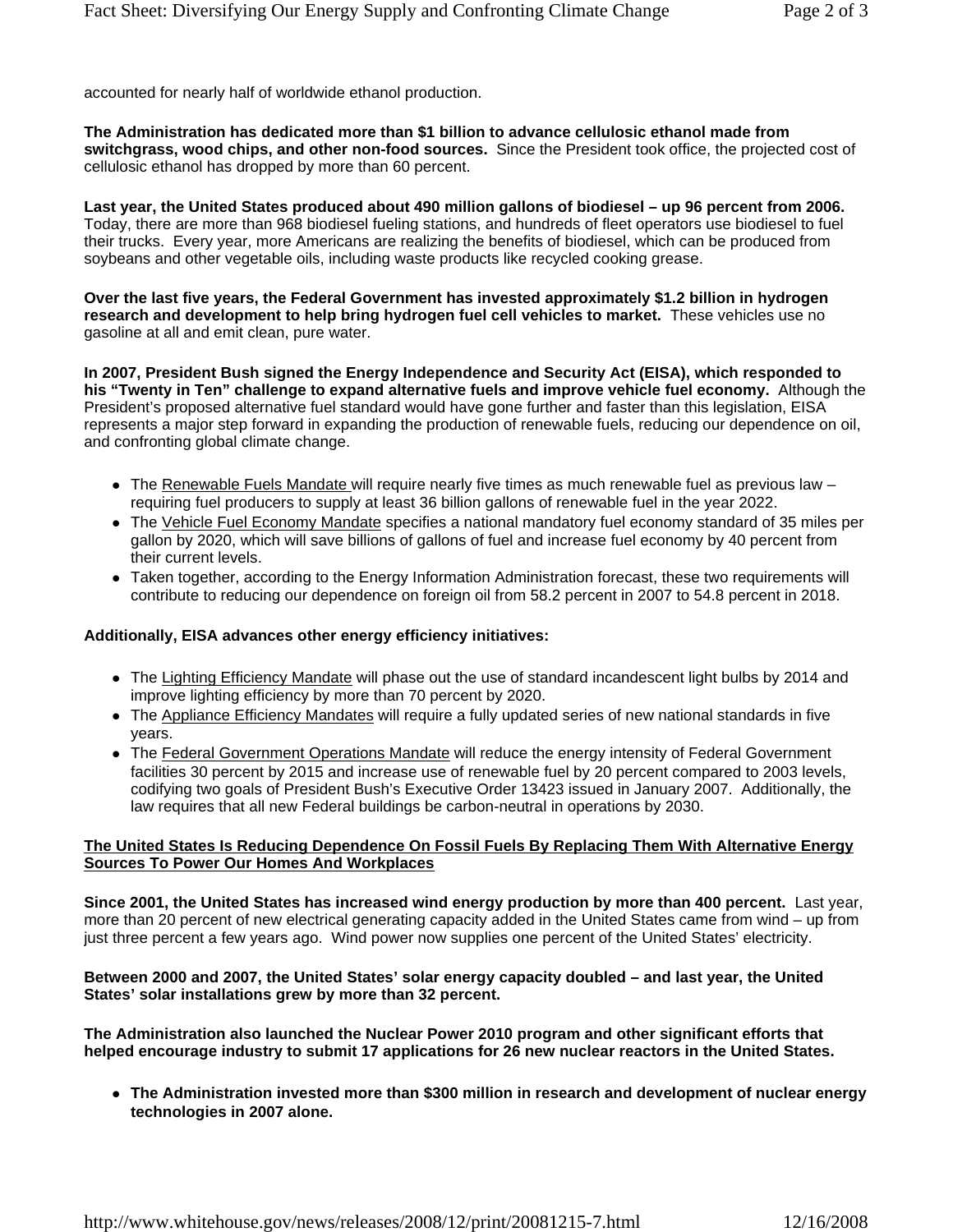accounted for nearly half of worldwide ethanol production.

**The Administration has dedicated more than $1 billion to advance cellulosic ethanol made from switchgrass, wood chips, and other non-food sources.** Since the President took office, the projected cost of cellulosic ethanol has dropped by more than 60 percent.

**Last year, the United States produced about 490 million gallons of biodiesel – up 96 percent from 2006.** Today, there are more than 968 biodiesel fueling stations, and hundreds of fleet operators use biodiesel to fuel their trucks. Every year, more Americans are realizing the benefits of biodiesel, which can be produced from soybeans and other vegetable oils, including waste products like recycled cooking grease.

**Over the last five years, the Federal Government has invested approximately $1.2 billion in hydrogen research and development to help bring hydrogen fuel cell vehicles to market.** These vehicles use no gasoline at all and emit clean, pure water.

**In 2007, President Bush signed the Energy Independence and Security Act (EISA), which responded to his "Twenty in Ten" challenge to expand alternative fuels and improve vehicle fuel economy.** Although the President's proposed alternative fuel standard would have gone further and faster than this legislation, EISA represents a major step forward in expanding the production of renewable fuels, reducing our dependence on oil, and confronting global climate change.

- The Renewable Fuels Mandate will require nearly five times as much renewable fuel as previous law – requiring fuel producers to supply at least 36 billion gallons of renewable fuel in the year 2022.
- The Vehicle Fuel Economy Mandate specifies a national mandatory fuel economy standard of 35 miles per gallon by 2020, which will save billions of gallons of fuel and increase fuel economy by 40 percent from their current levels.
- Taken together, according to the Energy Information Administration forecast, these two requirements will contribute to reducing our dependence on foreign oil from 58.2 percent in 2007 to 54.8 percent in 2018.

**Additionally, EISA advances other energy efficiency initiatives:**

- The Lighting Efficiency Mandate will phase out the use of standard incandescent light bulbs by 2014 and improve lighting efficiency by more than 70 percent by 2020.
- The Appliance Efficiency Mandates will require a fully updated series of new national standards in five years.
- The Federal Government Operations Mandate will reduce the energy intensity of Federal Government facilities 30 percent by 2015 and increase use of renewable fuel by 20 percent compared to 2003 levels, codifying two goals of President Bush's Executive Order 13423 issued in January 2007. Additionally, the law requires that all new Federal buildings be carbon-neutral in operations by 2030.

## The United States Is Reducing Dependence On Fossil Fuels By Replacing Them With Alternative Energy Sources To Power Our Homes And Workplaces

**Since 2001, the United States has increased wind energy production by more than 400 percent.** Last year, more than 20 percent of new electrical generating capacity added in the United States came from wind – up from just three percent a few years ago. Wind power now supplies one percent of the United States' electricity.

**Between 2000 and 2007, the United States' solar energy capacity doubled – and last year, the United States' solar installations grew by more than 32 percent.**

**The Administration also launched the Nuclear Power 2010 program and other significant efforts that helped encourage industry to submit 17 applications for 26 new nuclear reactors in the United States.**

- **The Administration invested more than $300 million in research and development of nuclear energy technologies in 2007 alone.**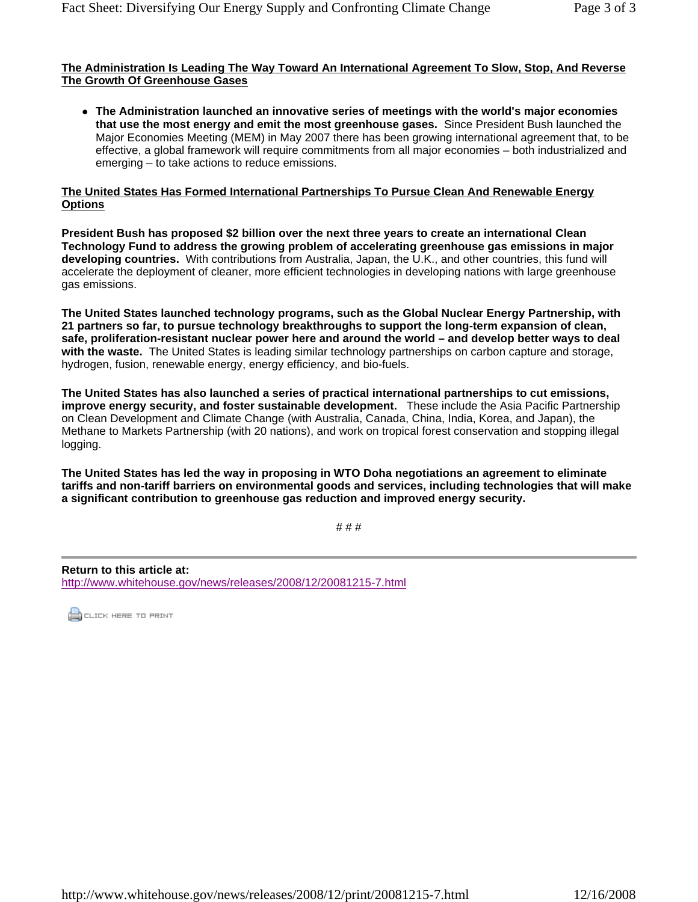**The Administration Is Leading The Way Toward An International Agreement To Slow, Stop, And Reverse The Growth Of Greenhouse Gases**

- **The Administration launched an innovative series of meetings with the world's major economies that use the most energy and emit the most greenhouse gases.** Since President Bush launched the Major Economies Meeting (MEM) in May 2007 there has been growing international agreement that, to be effective, a global framework will require commitments from all major economies – both industrialized and emerging – to take actions to reduce emissions.

**The United States Has Formed International Partnerships To Pursue Clean And Renewable Energy Options**

**President Bush has proposed $2 billion over the next three years to create an international Clean Technology Fund to address the growing problem of accelerating greenhouse gas emissions in major developing countries.** With contributions from Australia, Japan, the U.K., and other countries, this fund will accelerate the deployment of cleaner, more efficient technologies in developing nations with large greenhouse gas emissions.

**The United States launched technology programs, such as the Global Nuclear Energy Partnership, with 21 partners so far, to pursue technology breakthroughs to support the long-term expansion of clean, safe, proliferation-resistant nuclear power here and around the world – and develop better ways to deal with the waste.** The United States is leading similar technology partnerships on carbon capture and storage, hydrogen, fusion, renewable energy, energy efficiency, and bio-fuels.

**The United States has also launched a series of practical international partnerships to cut emissions, improve energy security, and foster sustainable development.** These include the Asia Pacific Partnership on Clean Development and Climate Change (with Australia, Canada, China, India, Korea, and Japan), the Methane to Markets Partnership (with 20 nations), and work on tropical forest conservation and stopping illegal logging.

**The United States has led the way in proposing in WTO Doha negotiations an agreement to eliminate tariffs and non-tariff barriers on environmental goods and services, including technologies that will make a significant contribution to greenhouse gas reduction and improved energy security.**

# # #

---

**Return to this article at:**
http://www.whitehouse.gov/news/releases/2008/12/20081215-7.html

CLICK HERE TO PRINT